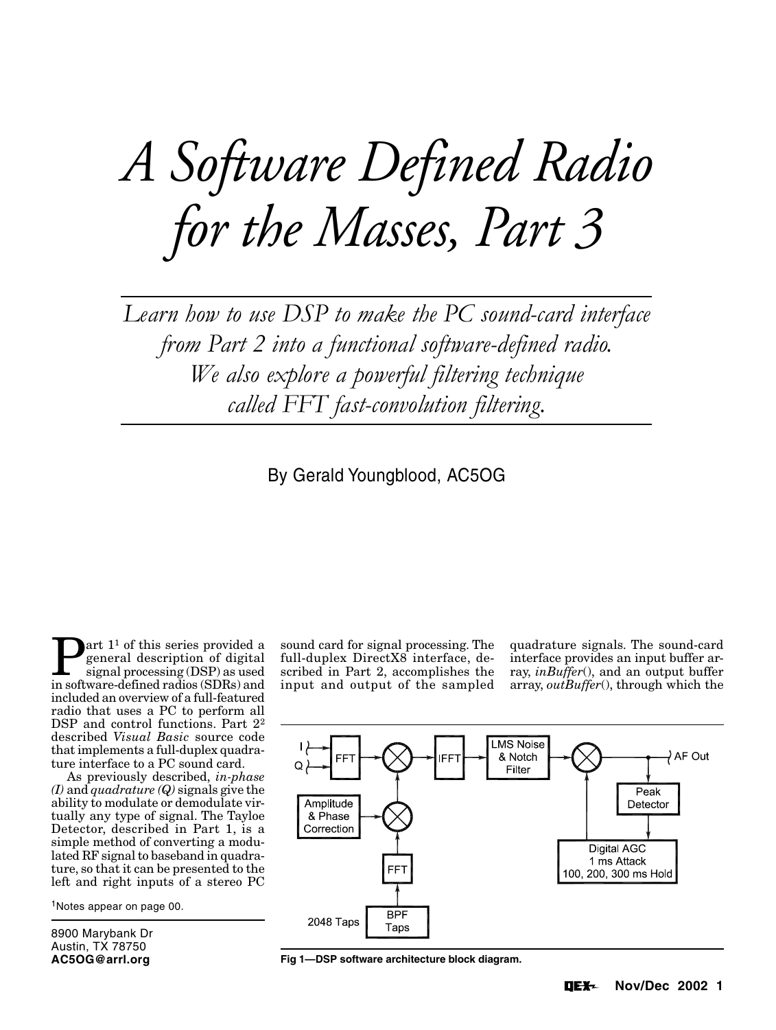# A Software Defined Radio for the Masses, Part 3

*Learn how to use DSP to make the PC sound-card interface from Part 2 into a functional software-defined radio. We also explore a powerful filtering technique called FFT fast-convolution filtering.*

By Gerald Youngblood, AC5OG

Part 1[1] of this series provided a general description of digital signal processing (DSP) as used in software-defined radios (SDRs) and included an overview of a full-featured radio that uses a PC to perform all DSP and control functions. Part 2[2] described *Visual Basic* source code that implements a full-duplex quadrature interface to a PC sound card.

As previously described, *in-phase (I)* and *quadrature (Q)* signals give the ability to modulate or demodulate virtually any type of signal. The Tayloe Detector, described in Part 1, is a simple method of converting a modulated RF signal to baseband in quadrature, so that it can be presented to the left and right inputs of a stereo PC sound card for signal processing. The full-duplex DirectX8 interface, described in Part 2, accomplishes the input and output of the sampled quadrature signals. The sound-card interface provides an input buffer array, *inBuffer*(), and an output buffer array, *outBuffer*(), through which the

[1]Notes appear on page 00.

8900 Marybank Dr
Austin, TX 78750
**AC5OG@arrl.org**

**Fig 1—DSP software architecture block diagram.**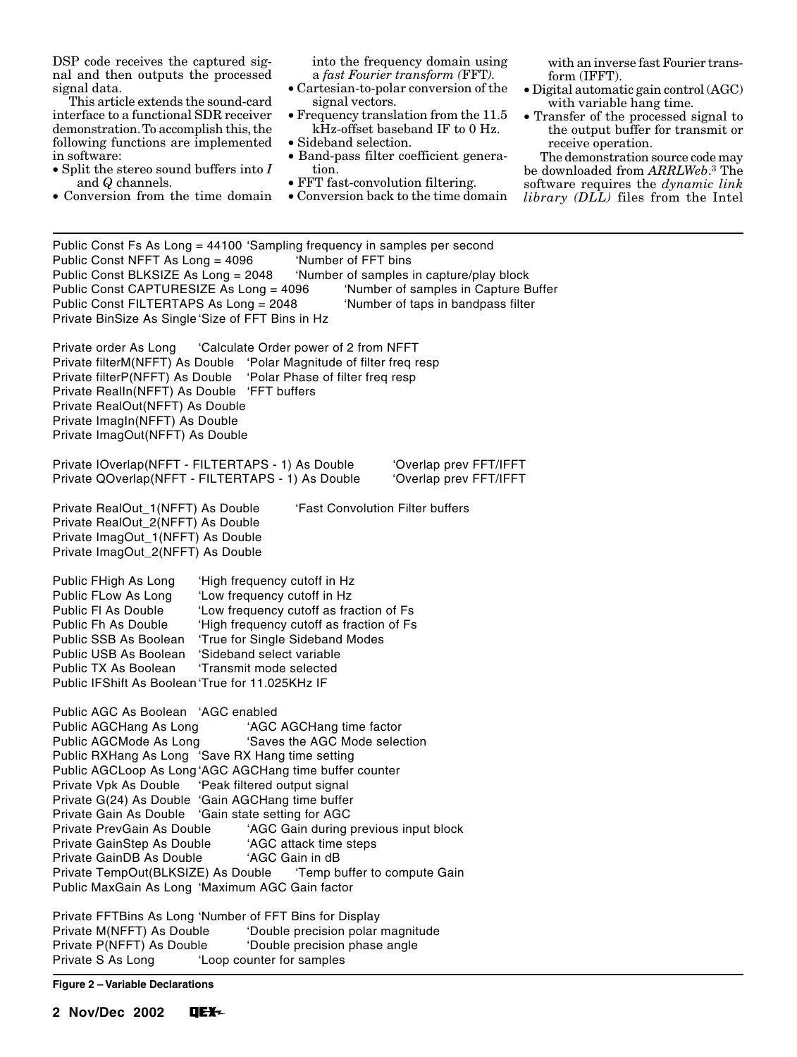DSP code receives the captured signal and then outputs the processed signal data.

This article extends the sound-card interface to a functional SDR receiver demonstration. To accomplish this, the following functions are implemented in software:

- Split the stereo sound buffers into *I* and *Q* channels.
- Conversion from the time domain into the frequency domain using a *fast Fourier transform (*FFT*)*.
- Cartesian-to-polar conversion of the signal vectors.
- Frequency translation from the 11.5 kHz-offset baseband IF to 0 Hz.
- Sideband selection.
- Band-pass filter coefficient generation.
- FFT fast-convolution filtering.
- Conversion back to the time domain with an inverse fast Fourier transform (IFFT).
- Digital automatic gain control (AGC) with variable hang time.
- Transfer of the processed signal to the output buffer for transmit or receive operation.

The demonstration source code may be downloaded from *ARRLWeb*.[3] The software requires the *dynamic link library (DLL)* files from the Intel

```
Public Const Fs As Long = 44100 'Sampling frequency in samples per second
Public Const NFFT As Long = 4096        'Number of FFT bins
Public Const BLKSIZE As Long = 2048     'Number of samples in capture/play block
Public Const CAPTURESIZE As Long = 4096        'Number of samples in Capture Buffer
Public Const FILTERTAPS As Long = 2048         'Number of taps in bandpass filter
Private BinSize As Single 'Size of FFT Bins in Hz

Private order As Long      'Calculate Order power of 2 from NFFT
Private filterM(NFFT) As Double   'Polar Magnitude of filter freq resp
Private filterP(NFFT) As Double   'Polar Phase of filter freq resp
Private RealIn(NFFT) As Double   'FFT buffers
Private RealOut(NFFT) As Double
Private ImagIn(NFFT) As Double
Private ImagOut(NFFT) As Double

Private IOverlap(NFFT - FILTERTAPS - 1) As Double        'Overlap prev FFT/IFFT
Private QOverlap(NFFT - FILTERTAPS - 1) As Double        'Overlap prev FFT/IFFT

Private RealOut_1(NFFT) As Double        'Fast Convolution Filter buffers
Private RealOut_2(NFFT) As Double
Private ImagOut_1(NFFT) As Double
Private ImagOut_2(NFFT) As Double

Public FHigh As Long      'High frequency cutoff in Hz
Public FLow As Long       'Low frequency cutoff in Hz
Public Fl As Double       'Low frequency cutoff as fraction of Fs
Public Fh As Double       'High frequency cutoff as fraction of Fs
Public SSB As Boolean     'True for Single Sideband Modes
Public USB As Boolean     'Sideband select variable
Public TX As Boolean      'Transmit mode selected
Public IFShift As Boolean 'True for 11.025KHz IF

Public AGC As Boolean   'AGC enabled
Public AGCHang As Long          'AGC AGCHang time factor
Public AGCMode As Long          'Saves the AGC Mode selection
Public RXHang As Long  'Save RX Hang time setting
Public AGCLoop As Long 'AGC AGCHang time buffer counter
Private Vpk As Double    'Peak filtered output signal
Private G(24) As Double  'Gain AGCHang time buffer
Private Gain As Double   'Gain state setting for AGC
Private PrevGain As Double        'AGC Gain during previous input block
Private GainStep As Double        'AGC attack time steps
Private GainDB As Double          'AGC Gain in dB
Private TempOut(BLKSIZE) As Double      'Temp buffer to compute Gain
Public MaxGain As Long  'Maximum AGC Gain factor

Private FFTBins As Long 'Number of FFT Bins for Display
Private M(NFFT) As Double         'Double precision polar magnitude
Private P(NFFT) As Double         'Double precision phase angle
Private S As Long          'Loop counter for samples
```

**Figure 2 – Variable Declarations**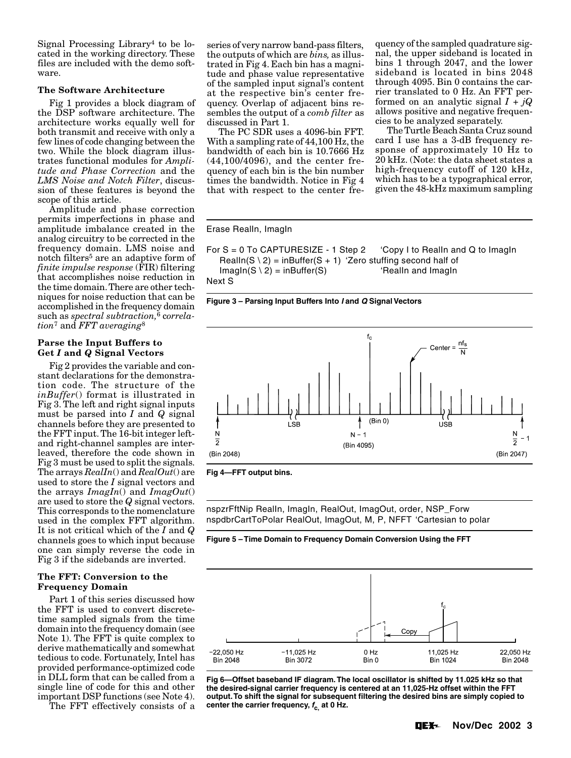Signal Processing Library[4] to be located in the working directory. These files are included with the demo software.

### The Software Architecture

Fig 1 provides a block diagram of the DSP software architecture. The architecture works equally well for both transmit and receive with only a few lines of code changing between the two. While the block diagram illustrates functional modules for *Amplitude and Phase Correction* and the *LMS Noise and Notch Filter*, discussion of these features is beyond the scope of this article.

Amplitude and phase correction permits imperfections in phase and amplitude imbalance created in the analog circuitry to be corrected in the frequency domain. LMS noise and notch filters[5] are an adaptive form of *finite impulse response* (FIR) filtering that accomplishes noise reduction in the time domain. There are other techniques for noise reduction that can be accomplished in the frequency domain such as *spectral subtraction,*[6] *correlation*[7] and *FFT averaging*[8]

### Parse the Input Buffers to Get *I* and *Q* Signal Vectors

Fig 2 provides the variable and constant declarations for the demonstration code. The structure of the *inBuffer*() format is illustrated in Fig 3. The left and right signal inputs must be parsed into *I* and *Q* signal channels before they are presented to the FFT input. The 16-bit integer left- and right-channel samples are interleaved, therefore the code shown in Fig 3 must be used to split the signals. The arrays *RealIn*() and *RealOut*() are used to store the *I* signal vectors and the arrays *ImagIn*() and *ImagOut*() are used to store the *Q* signal vectors. This corresponds to the nomenclature used in the complex FFT algorithm. It is not critical which of the *I* and *Q* channels goes to which input because one can simply reverse the code in Fig 3 if the sidebands are inverted.

### The FFT: Conversion to the Frequency Domain

Part 1 of this series discussed how the FFT is used to convert discrete-time sampled signals from the time domain into the frequency domain (see Note 1). The FFT is quite complex to derive mathematically and somewhat tedious to code. Fortunately, Intel has provided performance-optimized code in DLL form that can be called from a single line of code for this and other important DSP functions (see Note 4).

The FFT effectively consists of a series of very narrow band-pass filters, the outputs of which are *bins,* as illustrated in Fig 4. Each bin has a magnitude and phase value representative of the sampled input signal's content at the respective bin's center frequency. Overlap of adjacent bins resembles the output of a *comb filter* as discussed in Part 1.

The PC SDR uses a 4096-bin FFT. With a sampling rate of 44,100 Hz, the bandwidth of each bin is 10.7666 Hz (44,100/4096), and the center frequency of each bin is the bin number times the bandwidth. Notice in Fig 4 that with respect to the center frequency of the sampled quadrature signal, the upper sideband is located in bins 1 through 2047, and the lower sideband is located in bins 2048 through 4095. Bin 0 contains the carrier translated to 0 Hz. An FFT performed on an analytic signal $I + jQ$ allows positive and negative frequencies to be analyzed separately.

The Turtle Beach Santa Cruz sound card I use has a 3-dB frequency response of approximately 10 Hz to 20 kHz. (Note: the data sheet states a high-frequency cutoff of 120 kHz, which has to be a typographical error, given the 48-kHz maximum sampling

```
Erase RealIn, ImagIn

For S = 0 To CAPTURESIZE - 1 Step 2     'Copy I to RealIn and Q to ImagIn
   RealIn(S \ 2) = inBuffer(S + 1)  'Zero stuffing second half of
   ImagIn(S \ 2) = inBuffer(S)             'RealIn and ImagIn
Next S
```

**Figure 3 – Parsing Input Buffers Into *I* and *Q* Signal Vectors**

**Fig 4—FFT output bins.**

```
nspzrFftNip RealIn, ImagIn, RealOut, ImagOut, order, NSP_Forw
nspdbrCartToPolar RealOut, ImagOut, M, P, NFFT 'Cartesian to polar
```

**Figure 5 – Time Domain to Frequency Domain Conversion Using the FFT**

**Fig 6—Offset baseband IF diagram. The local oscillator is shifted by 11.025 kHz so that the desired-signal carrier frequency is centered at an 11,025-Hz offset within the FFT output. To shift the signal for subsequent filtering the desired bins are simply copied to center the carrier frequency, $f_c$, at 0 Hz.**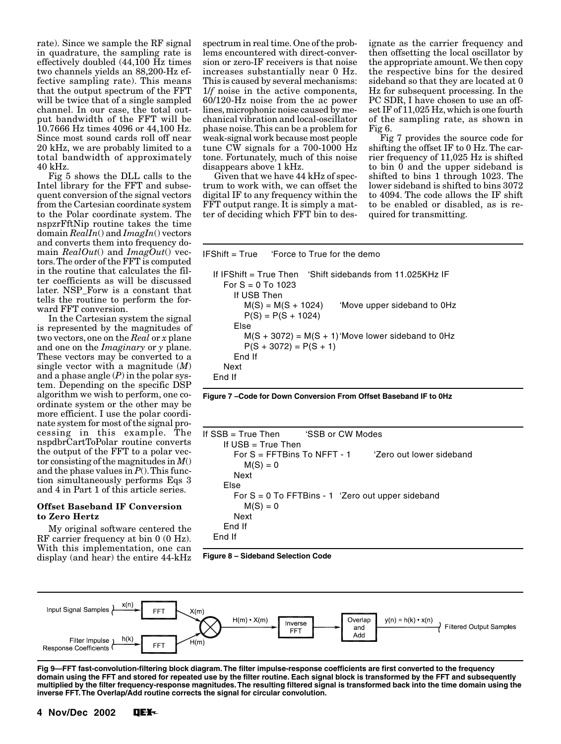rate). Since we sample the RF signal in quadrature, the sampling rate is effectively doubled (44,100 Hz times two channels yields an 88,200-Hz effective sampling rate). This means that the output spectrum of the FFT will be twice that of a single sampled channel. In our case, the total output bandwidth of the FFT will be 10.7666 Hz times 4096 or 44,100 Hz. Since most sound cards roll off near 20 kHz, we are probably limited to a total bandwidth of approximately 40 kHz.

Fig 5 shows the DLL calls to the Intel library for the FFT and subsequent conversion of the signal vectors from the Cartesian coordinate system to the Polar coordinate system. The nspzrFftNip routine takes the time domain *RealIn*() and *ImagIn*() vectors and converts them into frequency domain *RealOut*() and *ImagOut*() vectors. The order of the FFT is computed in the routine that calculates the filter coefficients as will be discussed later. NSP_Forw is a constant that tells the routine to perform the forward FFT conversion.

In the Cartesian system the signal is represented by the magnitudes of two vectors, one on the *Real* or *x* plane and one on the *Imaginary* or *y* plane. These vectors may be converted to a single vector with a magnitude (*M*) and a phase angle (*P*) in the polar system. Depending on the specific DSP algorithm we wish to perform, one coordinate system or the other may be more efficient. I use the polar coordinate system for most of the signal processing in this example. The nspdbrCartToPolar routine converts the output of the FFT to a polar vector consisting of the magnitudes in *M*() and the phase values in *P*(). This function simultaneously performs Eqs 3 and 4 in Part 1 of this article series.

### Offset Baseband IF Conversion to Zero Hertz

My original software centered the RF carrier frequency at bin 0 (0 Hz). With this implementation, one can display (and hear) the entire 44-kHz spectrum in real time. One of the problems encountered with direct-conversion or zero-IF receivers is that noise increases substantially near 0 Hz. This is caused by several mechanisms: 1/*f* noise in the active components, 60/120-Hz noise from the ac power lines, microphonic noise caused by mechanical vibration and local-oscillator phase noise. This can be a problem for weak-signal work because most people tune CW signals for a 700-1000 Hz tone. Fortunately, much of this noise disappears above 1 kHz.

Given that we have 44 kHz of spectrum to work with, we can offset the digital IF to any frequency within the FFT output range. It is simply a matter of deciding which FFT bin to designate as the carrier frequency and then offsetting the local oscillator by the appropriate amount. We then copy the respective bins for the desired sideband so that they are located at 0 Hz for subsequent processing. In the PC SDR, I have chosen to use an offset IF of 11,025 Hz, which is one fourth of the sampling rate, as shown in Fig 6.

Fig 7 provides the source code for shifting the offset IF to 0 Hz. The carrier frequency of 11,025 Hz is shifted to bin 0 and the upper sideband is shifted to bins 1 through 1023. The lower sideband is shifted to bins 3072 to 4094. The code allows the IF shift to be enabled or disabled, as is required for transmitting.

```
IFShift = True     'Force to True for the demo

  If IFShift = True Then   'Shift sidebands from 11.025KHz IF
     For S = 0 To 1023
        If USB Then
           M(S) = M(S + 1024)      'Move upper sideband to 0Hz
           P(S) = P(S + 1024)
        Else
           M(S + 3072) = M(S + 1) 'Move lower sideband to 0Hz
           P(S + 3072) = P(S + 1)
        End If
     Next
  End If
```

**Figure 7 –Code for Down Conversion From Offset Baseband IF to 0Hz**

```
If SSB = True Then          'SSB or CW Modes
     If USB = True Then
        For S = FFTBins To NFFT - 1        'Zero out lower sideband
           M(S) = 0
        Next
     Else
        For S = 0 To FFTBins - 1  'Zero out upper sideband
           M(S) = 0
        Next
     End If
  End If
```

**Figure 8 – Sideband Selection Code**

**Fig 9—FFT fast-convolution-filtering block diagram. The filter impulse-response coefficients are first converted to the frequency domain using the FFT and stored for repeated use by the filter routine. Each signal block is transformed by the FFT and subsequently multiplied by the filter frequency-response magnitudes. The resulting filtered signal is transformed back into the time domain using the inverse FFT. The Overlap/Add routine corrects the signal for circular convolution.**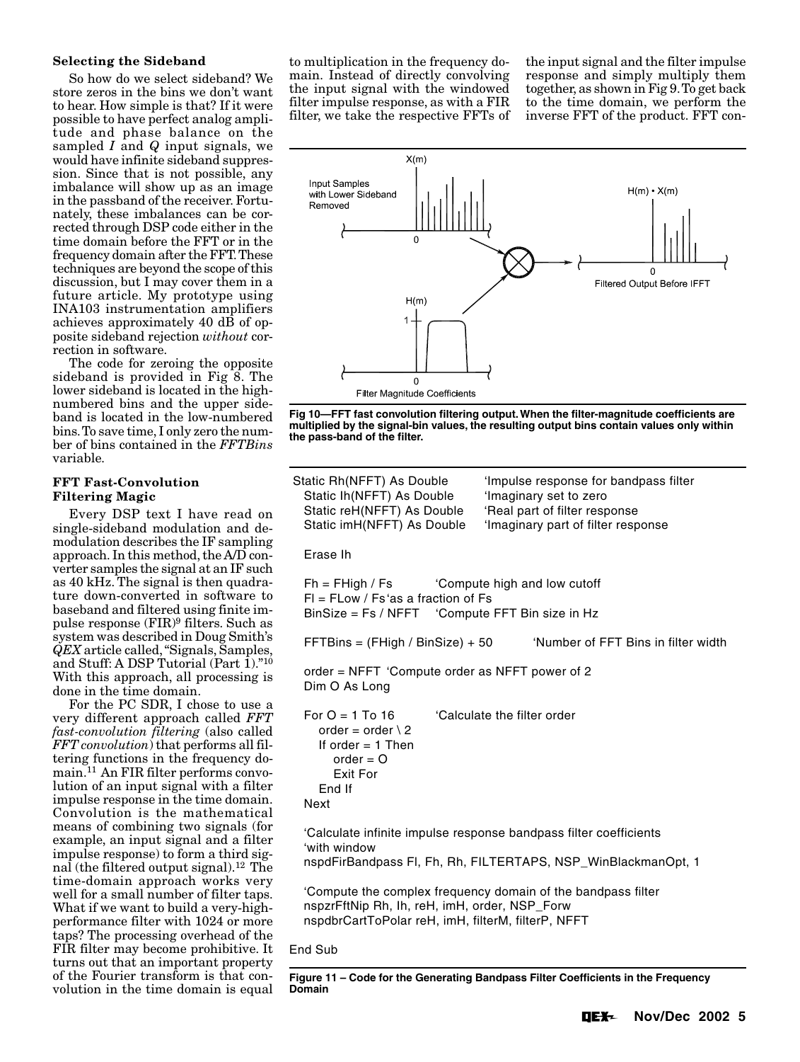### Selecting the Sideband

So how do we select sideband? We store zeros in the bins we don't want to hear. How simple is that? If it were possible to have perfect analog amplitude and phase balance on the sampled *I* and *Q* input signals, we would have infinite sideband suppression. Since that is not possible, any imbalance will show up as an image in the passband of the receiver. Fortunately, these imbalances can be corrected through DSP code either in the time domain before the FFT or in the frequency domain after the FFT. These techniques are beyond the scope of this discussion, but I may cover them in a future article. My prototype using INA103 instrumentation amplifiers achieves approximately 40 dB of opposite sideband rejection *without* correction in software.

The code for zeroing the opposite sideband is provided in Fig 8. The lower sideband is located in the high-numbered bins and the upper sideband is located in the low-numbered bins. To save time, I only zero the number of bins contained in the *FFTBins* variable.

### FFT Fast-Convolution Filtering Magic

Every DSP text I have read on single-sideband modulation and demodulation describes the IF sampling approach. In this method, the A/D converter samples the signal at an IF such as 40 kHz. The signal is then quadrature down-converted in software to baseband and filtered using finite impulse response (FIR)[9] filters. Such as system was described in Doug Smith's *QEX* article called, "Signals, Samples, and Stuff: A DSP Tutorial (Part 1)."[10] With this approach, all processing is done in the time domain.

For the PC SDR, I chose to use a very different approach called *FFT fast-convolution filtering* (also called *FFT convolution*) that performs all filtering functions in the frequency domain.[11] An FIR filter performs convolution of an input signal with a filter impulse response in the time domain. Convolution is the mathematical means of combining two signals (for example, an input signal and a filter impulse response) to form a third signal (the filtered output signal).[12] The time-domain approach works very well for a small number of filter taps. What if we want to build a very-high-performance filter with 1024 or more taps? The processing overhead of the FIR filter may become prohibitive. It turns out that an important property of the Fourier transform is that convolution in the time domain is equal to multiplication in the frequency domain. Instead of directly convolving the input signal with the windowed filter impulse response, as with a FIR filter, we take the respective FFTs of the input signal and the filter impulse response and simply multiply them together, as shown in Fig 9. To get back to the time domain, we perform the inverse FFT of the product. FFT con-

**Fig 10—FFT fast convolution filtering output. When the filter-magnitude coefficients are multiplied by the signal-bin values, the resulting output bins contain values only within the pass-band of the filter.**

```
Static Rh(NFFT) As Double        'Impulse response for bandpass filter
  Static Ih(NFFT) As Double      'Imaginary set to zero
  Static reH(NFFT) As Double     'Real part of filter response
  Static imH(NFFT) As Double     'Imaginary part of filter response

  Erase Ih

  Fh = FHigh / Fs         'Compute high and low cutoff
  Fl = FLow / Fs'as a fraction of Fs
  BinSize = Fs / NFFT    'Compute FFT Bin size in Hz

  FFTBins = (FHigh / BinSize) + 50         'Number of FFT Bins in filter width

  order = NFFT  'Compute order as NFFT power of 2
  Dim O As Long

  For O = 1 To 16         'Calculate the filter order
    order = order \ 2
    If order = 1 Then
      order = O
      Exit For
    End If
  Next

  'Calculate infinite impulse response bandpass filter coefficients
  'with window
  nspdFirBandpass Fl, Fh, Rh, FILTERTAPS, NSP_WinBlackmanOpt, 1

  'Compute the complex frequency domain of the bandpass filter
  nspzrFftNip Rh, Ih, reH, imH, order, NSP_Forw
  nspdbrCartToPolar reH, imH, filterM, filterP, NFFT

End Sub
```

**Figure 11 – Code for the Generating Bandpass Filter Coefficients in the Frequency Domain**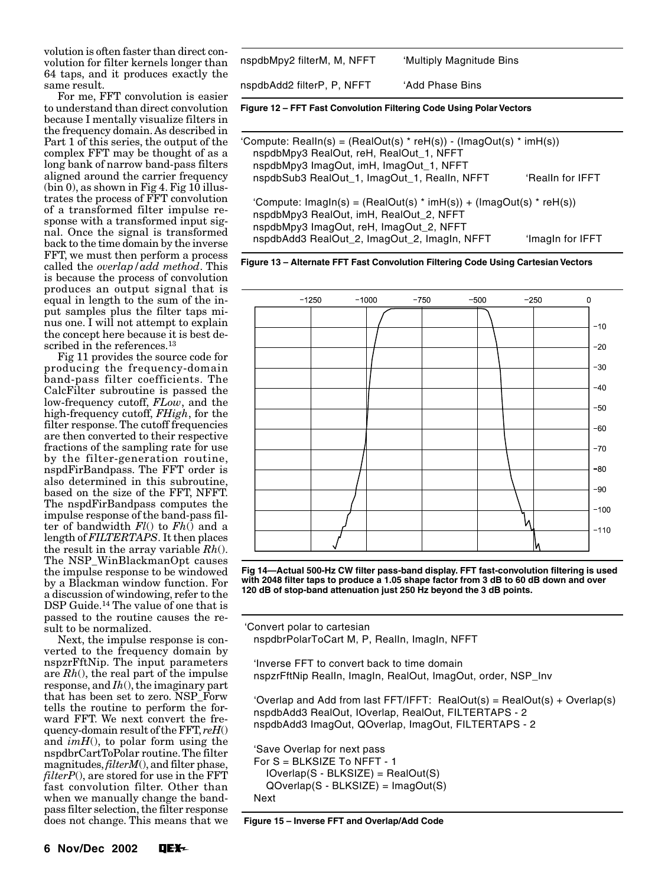volution is often faster than direct convolution for filter kernels longer than 64 taps, and it produces exactly the same result.

For me, FFT convolution is easier to understand than direct convolution because I mentally visualize filters in the frequency domain. As described in Part 1 of this series, the output of the complex FFT may be thought of as a long bank of narrow band-pass filters aligned around the carrier frequency (bin 0), as shown in Fig 4. Fig 10 illustrates the process of FFT convolution of a transformed filter impulse response with a transformed input signal. Once the signal is transformed back to the time domain by the inverse FFT, we must then perform a process called the *overlap/add method*. This is because the process of convolution produces an output signal that is equal in length to the sum of the input samples plus the filter taps minus one. I will not attempt to explain the concept here because it is best described in the references.[13]

Fig 11 provides the source code for producing the frequency-domain band-pass filter coefficients. The CalcFilter subroutine is passed the low-frequency cutoff, *FLow*, and the high-frequency cutoff, *FHigh*, for the filter response. The cutoff frequencies are then converted to their respective fractions of the sampling rate for use by the filter-generation routine, nspdFirBandpass. The FFT order is also determined in this subroutine, based on the size of the FFT, NFFT. The nspdFirBandpass computes the impulse response of the band-pass filter of bandwidth *Fl*() to *Fh*() and a length of *FILTERTAPS*. It then places the result in the array variable *Rh*(). The NSP_WinBlackmanOpt causes the impulse response to be windowed by a Blackman window function. For a discussion of windowing, refer to the DSP Guide.[14] The value of one that is passed to the routine causes the result to be normalized.

Next, the impulse response is converted to the frequency domain by nspzrFftNip. The input parameters are *Rh*(), the real part of the impulse response, and *Ih*(), the imaginary part that has been set to zero. NSP_Forw tells the routine to perform the forward FFT. We next convert the frequency-domain result of the FFT, *reH*() and *imH*(), to polar form using the nspdbrCartToPolar routine. The filter magnitudes, *filterM*(), and filter phase, *filterP*(), are stored for use in the FFT fast convolution filter. Other than when we manually change the band-pass filter selection, the filter response does not change. This means that we

```
nspdbMpy2 filterM, M, NFFT       'Multiply Magnitude Bins

nspdbAdd2 filterP, P, NFFT       'Add Phase Bins
```

**Figure 12 – FFT Fast Convolution Filtering Code Using Polar Vectors**

```
'Compute: RealIn(s) = (RealOut(s) * reH(s)) - (ImagOut(s) * imH(s))
   nspdbMpy3 RealOut, reH, RealOut_1, NFFT
   nspdbMpy3 ImagOut, imH, ImagOut_1, NFFT
   nspdbSub3 RealOut_1, ImagOut_1, RealIn, NFFT         'RealIn for IFFT

   'Compute: ImagIn(s) = (RealOut(s) * imH(s)) + (ImagOut(s) * reH(s))
   nspdbMpy3 RealOut, imH, RealOut_2, NFFT
   nspdbMpy3 ImagOut, reH, ImagOut_2, NFFT
   nspdbAdd3 RealOut_2, ImagOut_2, ImagIn, NFFT         'ImagIn for IFFT
```

**Figure 13 – Alternate FFT Fast Convolution Filtering Code Using Cartesian Vectors**

**Fig 14—Actual 500-Hz CW filter pass-band display. FFT fast-convolution filtering is used with 2048 filter taps to produce a 1.05 shape factor from 3 dB to 60 dB down and over 120 dB of stop-band attenuation just 250 Hz beyond the 3 dB points.**

```
'Convert polar to cartesian
  nspdbrPolarToCart M, P, RealIn, ImagIn, NFFT

  'Inverse FFT to convert back to time domain
  nspzrFftNip RealIn, ImagIn, RealOut, ImagOut, order, NSP_Inv

  'Overlap and Add from last FFT/IFFT:  RealOut(s) = RealOut(s) + Overlap(s)
  nspdbAdd3 RealOut, IOverlap, RealOut, FILTERTAPS - 2
  nspdbAdd3 ImagOut, QOverlap, ImagOut, FILTERTAPS - 2

  'Save Overlap for next pass
  For S = BLKSIZE To NFFT - 1
     IOverlap(S - BLKSIZE) = RealOut(S)
     QOverlap(S - BLKSIZE) = ImagOut(S)
  Next
```

**Figure 15 – Inverse FFT and Overlap/Add Code**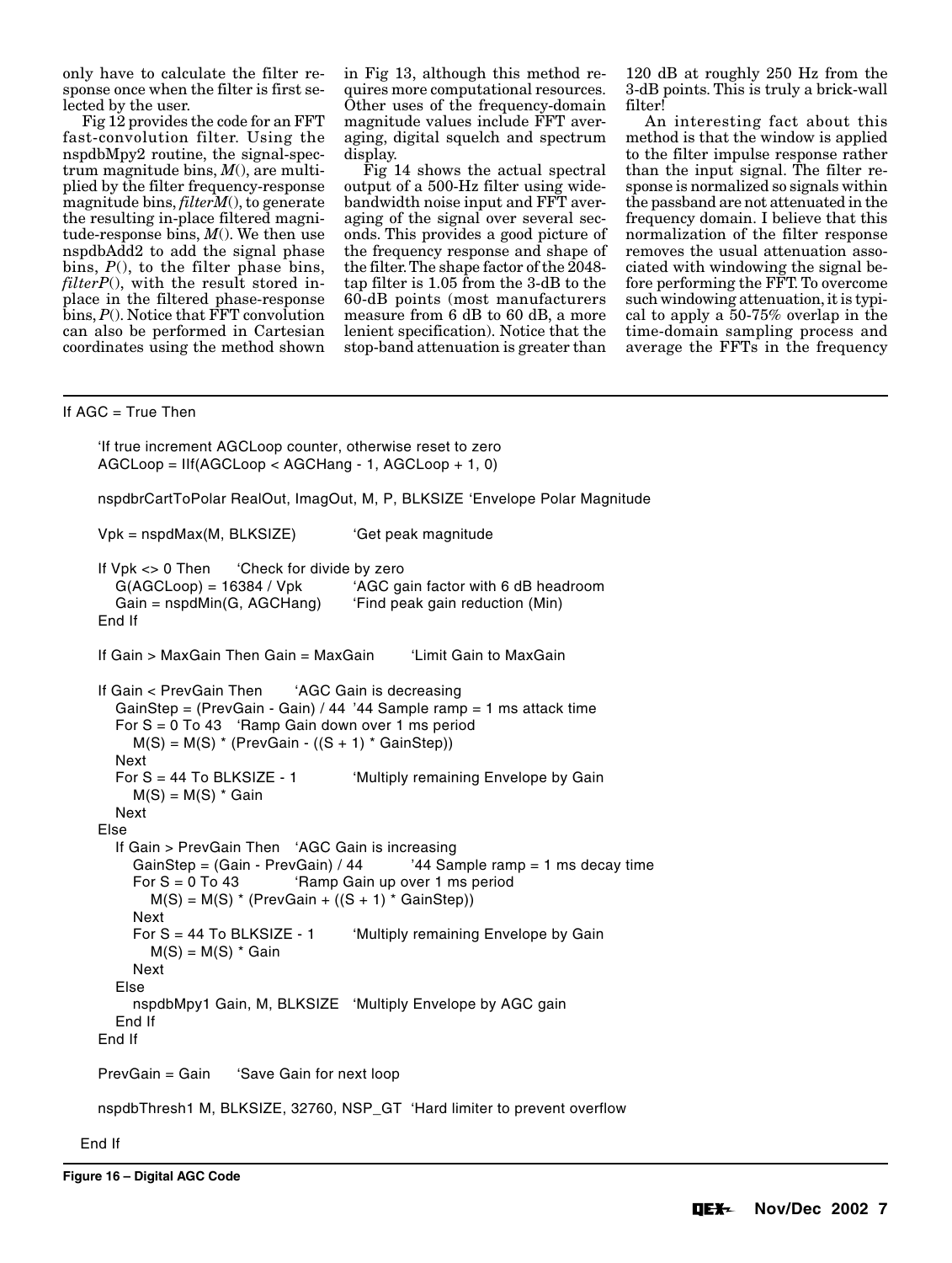only have to calculate the filter response once when the filter is first selected by the user.

Fig 12 provides the code for an FFT fast-convolution filter. Using the nspdbMpy2 routine, the signal-spectrum magnitude bins, *M*(), are multiplied by the filter frequency-response magnitude bins, *filterM*(), to generate the resulting in-place filtered magnitude-response bins, *M*(). We then use nspdbAdd2 to add the signal phase bins, *P*(), to the filter phase bins, *filterP*(), with the result stored in-place in the filtered phase-response bins, *P*(). Notice that FFT convolution can also be performed in Cartesian coordinates using the method shown in Fig 13, although this method requires more computational resources. Other uses of the frequency-domain magnitude values include FFT averaging, digital squelch and spectrum display.

Fig 14 shows the actual spectral output of a 500-Hz filter using wide-bandwidth noise input and FFT averaging of the signal over several seconds. This provides a good picture of the frequency response and shape of the filter. The shape factor of the 2048-tap filter is 1.05 from the 3-dB to the 60-dB points (most manufacturers measure from 6 dB to 60 dB, a more lenient specification). Notice that the stop-band attenuation is greater than 120 dB at roughly 250 Hz from the 3-dB points. This is truly a brick-wall filter!

An interesting fact about this method is that the window is applied to the filter impulse response rather than the input signal. The filter response is normalized so signals within the passband are not attenuated in the frequency domain. I believe that this normalization of the filter response removes the usual attenuation associated with windowing the signal before performing the FFT. To overcome such windowing attenuation, it is typical to apply a 50-75% overlap in the time-domain sampling process and average the FFTs in the frequency

```
If AGC = True Then

    'If true increment AGCLoop counter, otherwise reset to zero
    AGCLoop = IIf(AGCLoop < AGCHang - 1, AGCLoop + 1, 0)

    nspdbrCartToPolar RealOut, ImagOut, M, P, BLKSIZE 'Envelope Polar Magnitude

    Vpk = nspdMax(M, BLKSIZE)          'Get peak magnitude

    If Vpk <> 0 Then      'Check for divide by zero
       G(AGCLoop) = 16384 / Vpk        'AGC gain factor with 6 dB headroom
       Gain = nspdMin(G, AGCHang)      'Find peak gain reduction (Min)
    End If

    If Gain > MaxGain Then Gain = MaxGain        'Limit Gain to MaxGain

    If Gain < PrevGain Then       'AGC Gain is decreasing
       GainStep = (PrevGain - Gain) / 44  '44 Sample ramp = 1 ms attack time
       For S = 0 To 43   'Ramp Gain down over 1 ms period
          M(S) = M(S) * (PrevGain - ((S + 1) * GainStep))
       Next
       For S = 44 To BLKSIZE - 1          'Multiply remaining Envelope by Gain
          M(S) = M(S) * Gain
       Next
    Else
       If Gain > PrevGain Then   'AGC Gain is increasing
          GainStep = (Gain - PrevGain) / 44         '44 Sample ramp = 1 ms decay time
          For S = 0 To 43          'Ramp Gain up over 1 ms period
             M(S) = M(S) * (PrevGain + ((S + 1) * GainStep))
          Next
          For S = 44 To BLKSIZE - 1       'Multiply remaining Envelope by Gain
             M(S) = M(S) * Gain
          Next
       Else
          nspdbMpy1 Gain, M, BLKSIZE   'Multiply Envelope by AGC gain
       End If
    End If

    PrevGain = Gain      'Save Gain for next loop

    nspdbThresh1 M, BLKSIZE, 32760, NSP_GT  'Hard limiter to prevent overflow

End If
```

**Figure 16 – Digital AGC Code**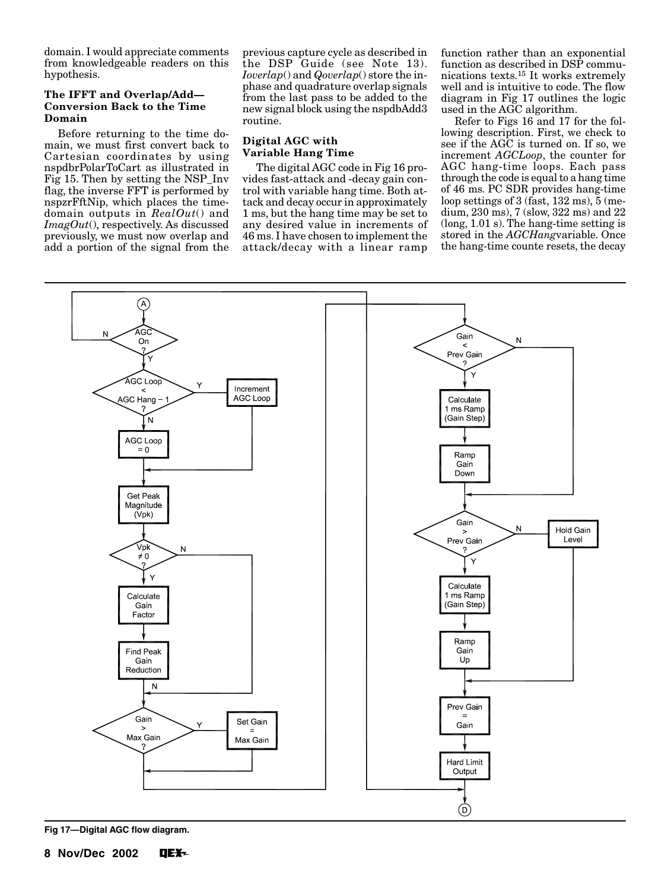domain. I would appreciate comments from knowledgeable readers on this hypothesis.

### The IFFT and Overlap/Add—Conversion Back to the Time Domain

Before returning to the time domain, we must first convert back to Cartesian coordinates by using nspdbrPolarToCart as illustrated in Fig 15. Then by setting the NSP_Inv flag, the inverse FFT is performed by nspzrFftNip, which places the time-domain outputs in *RealOut*() and *ImagOut*(), respectively. As discussed previously, we must now overlap and add a portion of the signal from the previous capture cycle as described in the DSP Guide (see Note 13). *Ioverlap*() and *Qoverlap*() store the in-phase and quadrature overlap signals from the last pass to be added to the new signal block using the nspdbAdd3 routine.

### Digital AGC with Variable Hang Time

The digital AGC code in Fig 16 provides fast-attack and -decay gain control with variable hang time. Both attack and decay occur in approximately 1 ms, but the hang time may be set to any desired value in increments of 46 ms. I have chosen to implement the attack/decay with a linear ramp function rather than an exponential function as described in DSP communications texts.[15] It works extremely well and is intuitive to code. The flow diagram in Fig 17 outlines the logic used in the AGC algorithm.

Refer to Figs 16 and 17 for the following description. First, we check to see if the AGC is turned on. If so, we increment *AGCLoop*, the counter for AGC hang-time loops. Each pass through the code is equal to a hang time of 46 ms. PC SDR provides hang-time loop settings of 3 (fast, 132 ms), 5 (medium, 230 ms), 7 (slow, 322 ms) and 22 (long, 1.01 s). The hang-time setting is stored in the *AGCHang*variable. Once the hang-time counte resets, the decay

Fig 17—Digital AGC flow diagram.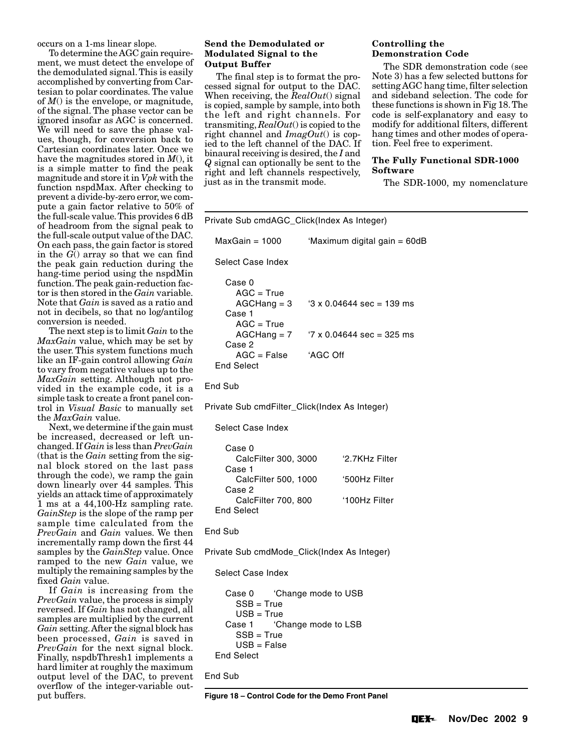occurs on a 1-ms linear slope.

To determine the AGC gain requirement, we must detect the envelope of the demodulated signal. This is easily accomplished by converting from Cartesian to polar coordinates. The value of *M*() is the envelope, or magnitude, of the signal. The phase vector can be ignored insofar as AGC is concerned. We will need to save the phase values, though, for conversion back to Cartesian coordinates later. Once we have the magnitudes stored in *M*(), it is a simple matter to find the peak magnitude and store it in *Vpk* with the function nspdMax. After checking to prevent a divide-by-zero error, we compute a gain factor relative to 50% of the full-scale value. This provides 6 dB of headroom from the signal peak to the full-scale output value of the DAC. On each pass, the gain factor is stored in the *G*() array so that we can find the peak gain reduction during the hang-time period using the nspdMin function. The peak gain-reduction factor is then stored in the *Gain* variable. Note that *Gain* is saved as a ratio and not in decibels, so that no log/antilog conversion is needed.

The next step is to limit *Gain* to the *MaxGain* value, which may be set by the user. This system functions much like an IF-gain control allowing *Gain* to vary from negative values up to the *MaxGain* setting. Although not provided in the example code, it is a simple task to create a front panel control in *Visual Basic* to manually set the *MaxGain* value.

Next, we determine if the gain must be increased, decreased or left unchanged. If *Gain* is less than *PrevGain* (that is the *Gain* setting from the signal block stored on the last pass through the code), we ramp the gain down linearly over 44 samples. This yields an attack time of approximately 1 ms at a 44,100-Hz sampling rate. *GainStep* is the slope of the ramp per sample time calculated from the *PrevGain* and *Gain* values. We then incrementally ramp down the first 44 samples by the *GainStep* value. Once ramped to the new *Gain* value, we multiply the remaining samples by the fixed *Gain* value.

If *Gain* is increasing from the *PrevGain* value, the process is simply reversed. If *Gain* has not changed, all samples are multiplied by the current *Gain* setting. After the signal block has been processed, *Gain* is saved in *PrevGain* for the next signal block. Finally, nspdbThresh1 implements a hard limiter at roughly the maximum output level of the DAC, to prevent overflow of the integer-variable output buffers.

**Send the Demodulated or Modulated Signal to the Output Buffer**

The final step is to format the processed signal for output to the DAC. When receiving, the *RealOut*() signal is copied, sample by sample, into both the left and right channels. For transmiting, *RealOut*() is copied to the right channel and *ImagOut*() is copied to the left channel of the DAC. If binaural receiving is desired, the *I* and *Q* signal can optionally be sent to the right and left channels respectively, just as in the transmit mode.

**Controlling the Demonstration Code**

The SDR demonstration code (see Note 3) has a few selected buttons for setting AGC hang time, filter selection and sideband selection. The code for these functions is shown in Fig 18. The code is self-explanatory and easy to modify for additional filters, different hang times and other modes of operation. Feel free to experiment.

**The Fully Functional SDR-1000 Software**

The SDR-1000, my nomenclature

```
Private Sub cmdAGC_Click(Index As Integer)

  MaxGain = 1000          'Maximum digital gain = 60dB

  Select Case Index

    Case 0
      AGC = True
      AGCHang = 3         '3 x 0.04644 sec = 139 ms
    Case 1
      AGC = True
      AGCHang = 7         '7 x 0.04644 sec = 325 ms
    Case 2
      AGC = False         'AGC Off
  End Select

End Sub

Private Sub cmdFilter_Click(Index As Integer)

  Select Case Index

    Case 0
      CalcFilter 300, 3000        '2.7KHz Filter
    Case 1
      CalcFilter 500, 1000        '500Hz Filter
    Case 2
      CalcFilter 700, 800         '100Hz Filter
  End Select

End Sub

Private Sub cmdMode_Click(Index As Integer)

  Select Case Index

    Case 0      'Change mode to USB
      SSB = True
      USB = True
    Case 1      'Change mode to LSB
      SSB = True
      USB = False
  End Select

End Sub
```

**Figure 18 – Control Code for the Demo Front Panel**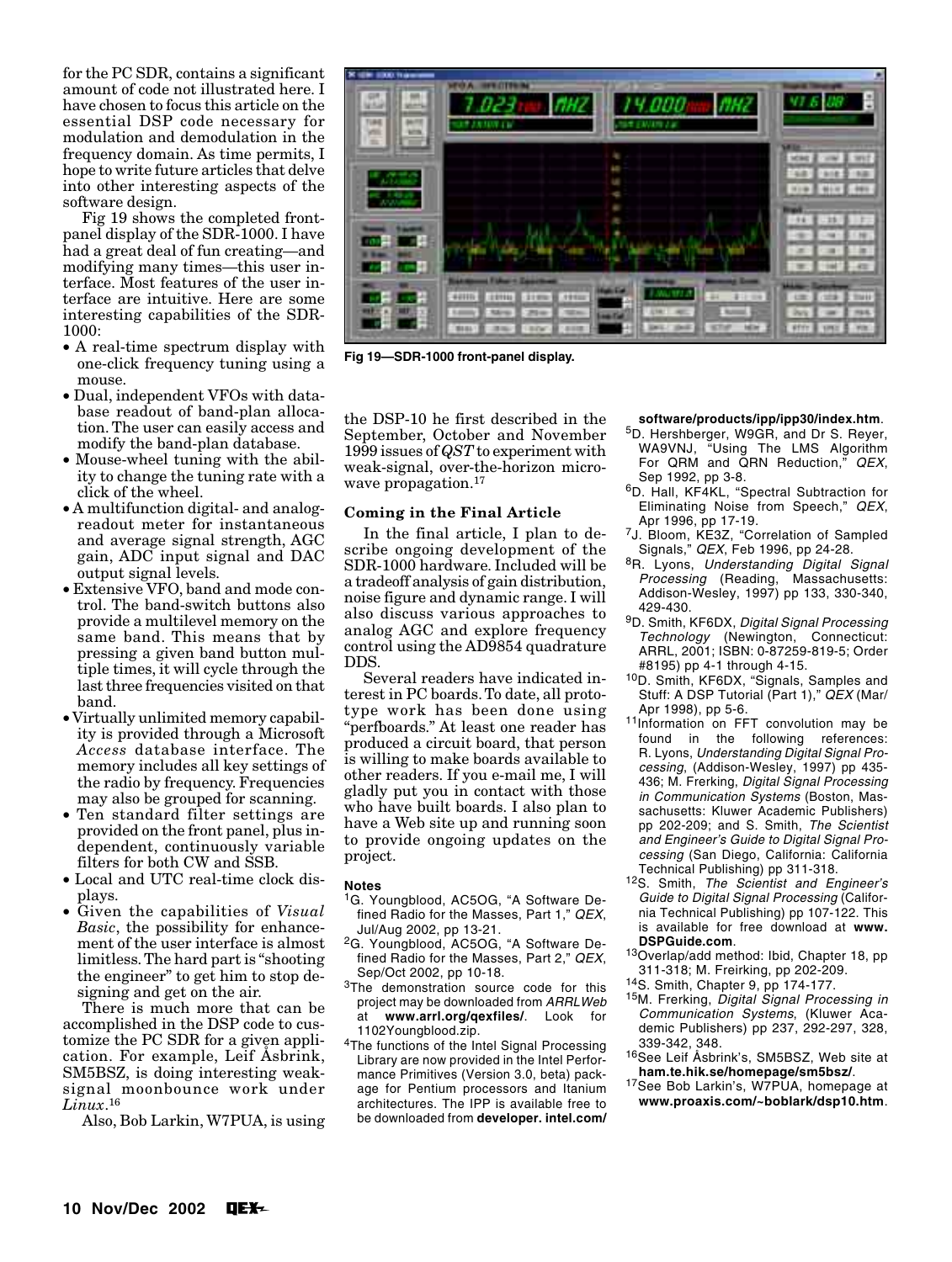for the PC SDR, contains a significant amount of code not illustrated here. I have chosen to focus this article on the essential DSP code necessary for modulation and demodulation in the frequency domain. As time permits, I hope to write future articles that delve into other interesting aspects of the software design.

Fig 19 shows the completed front-panel display of the SDR-1000. I have had a great deal of fun creating—and modifying many times—this user interface. Most features of the user interface are intuitive. Here are some interesting capabilities of the SDR-1000:

- A real-time spectrum display with one-click frequency tuning using a mouse.
- Dual, independent VFOs with database readout of band-plan allocation. The user can easily access and modify the band-plan database.
- Mouse-wheel tuning with the ability to change the tuning rate with a click of the wheel.
- A multifunction digital- and analog-readout meter for instantaneous and average signal strength, AGC gain, ADC input signal and DAC output signal levels.
- Extensive VFO, band and mode control. The band-switch buttons also provide a multilevel memory on the same band. This means that by pressing a given band button multiple times, it will cycle through the last three frequencies visited on that band.
- Virtually unlimited memory capability is provided through a Microsoft *Access* database interface. The memory includes all key settings of the radio by frequency. Frequencies may also be grouped for scanning.
- Ten standard filter settings are provided on the front panel, plus independent, continuously variable filters for both CW and SSB.
- Local and UTC real-time clock displays.
- Given the capabilities of *Visual Basic*, the possibility for enhancement of the user interface is almost limitless. The hard part is "shooting the engineer" to get him to stop designing and get on the air.

There is much more that can be accomplished in the DSP code to customize the PC SDR for a given application. For example, Leif Åsbrink, SM5BSZ, is doing interesting weak-signal moonbounce work under *Linux*.[16]

Also, Bob Larkin, W7PUA, is using the DSP-10 he first described in the September, October and November 1999 issues of *QST* to experiment with weak-signal, over-the-horizon microwave propagation.[17]

Fig 19—SDR-1000 front-panel display.

### Coming in the Final Article

In the final article, I plan to describe ongoing development of the SDR-1000 hardware. Included will be a tradeoff analysis of gain distribution, noise figure and dynamic range. I will also discuss various approaches to analog AGC and explore frequency control using the AD9854 quadrature DDS.

Several readers have indicated interest in PC boards. To date, all prototype work has been done using "perfboards." At least one reader has produced a circuit board, that person is willing to make boards available to other readers. If you e-mail me, I will gladly put you in contact with those who have built boards. I also plan to have a Web site up and running soon to provide ongoing updates on the project.

#### Notes

[1] G. Youngblood, AC5OG, "A Software Defined Radio for the Masses, Part 1," *QEX*, Jul/Aug 2002, pp 13-21.

[2] G. Youngblood, AC5OG, "A Software Defined Radio for the Masses, Part 2," *QEX*, Sep/Oct 2002, pp 10-18.

[3] The demonstration source code for this project may be downloaded from *ARRLWeb* at **www.arrl.org/qexfiles/**. Look for 1102Youngblood.zip.

[4] The functions of the Intel Signal Processing Library are now provided in the Intel Performance Primitives (Version 3.0, beta) package for Pentium processors and Itanium architectures. The IPP is available free to be downloaded from **developer. intel.com/software/products/ipp/ipp30/index.htm**.

[5] D. Hershberger, W9GR, and Dr S. Reyer, WA9VNJ, "Using The LMS Algorithm For QRM and QRN Reduction," *QEX*, Sep 1992, pp 3-8.

[6] D. Hall, KF4KL, "Spectral Subtraction for Eliminating Noise from Speech," *QEX*, Apr 1996, pp 17-19.

[7] J. Bloom, KE3Z, "Correlation of Sampled Signals," *QEX*, Feb 1996, pp 24-28.

[8] R. Lyons, *Understanding Digital Signal Processing* (Reading, Massachusetts: Addison-Wesley, 1997) pp 133, 330-340, 429-430.

[9] D. Smith, KF6DX, *Digital Signal Processing Technology* (Newington, Connecticut: ARRL, 2001; ISBN: 0-87259-819-5; Order #8195) pp 4-1 through 4-15.

[10] D. Smith, KF6DX, "Signals, Samples and Stuff: A DSP Tutorial (Part 1)," *QEX* (Mar/Apr 1998), pp 5-6.

[11] Information on FFT convolution may be found in the following references: R. Lyons, *Understanding Digital Signal Processing*, (Addison-Wesley, 1997) pp 435-436; M. Frerking, *Digital Signal Processing in Communication Systems* (Boston, Massachusetts: Kluwer Academic Publishers) pp 202-209; and S. Smith, *The Scientist and Engineer's Guide to Digital Signal Processing* (San Diego, California: California Technical Publishing) pp 311-318.

[12] S. Smith, *The Scientist and Engineer's Guide to Digital Signal Processing* (California Technical Publishing) pp 107-122. This is available for free download at **www.DSPGuide.com**.

[13] Overlap/add method: Ibid, Chapter 18, pp 311-318; M. Freirking, pp 202-209.

[14] S. Smith, Chapter 9, pp 174-177.

[15] M. Frerking, *Digital Signal Processing in Communication Systems*, (Kluwer Academic Publishers) pp 237, 292-297, 328, 339-342, 348.

[16] See Leif Åsbrink's, SM5BSZ, Web site at **ham.te.hik.se/homepage/sm5bsz/**.

[17] See Bob Larkin's, W7PUA, homepage at **www.proaxis.com/~boblark/dsp10.htm**.